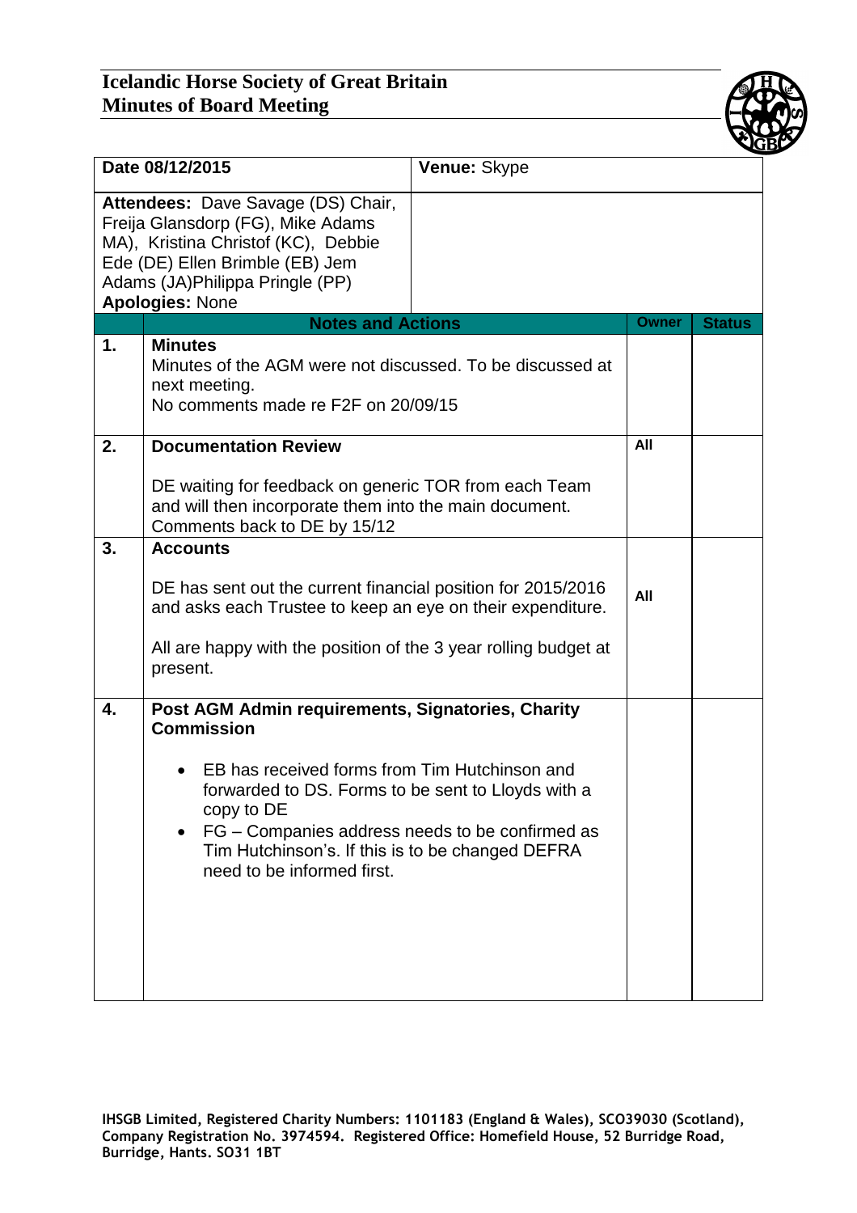# Icelandic Horse Society of Great Britain
## Minutes of Board Meeting

| Date 08/12/2015 | Venue: Skype |
|---|---|
| **Attendees:** Dave Savage (DS) Chair, Freija Glansdorp (FG), Mike Adams MA), Kristina Christof (KC), Debbie Ede (DE) Ellen Brimble (EB) Jem Adams (JA)Philippa Pringle (PP)<br>**Apologies:** None | |

| | Notes and Actions | Owner | Status |
|---|---|---|---|
| **1.** | **Minutes**<br>Minutes of the AGM were not discussed. To be discussed at next meeting.<br>No comments made re F2F on 20/09/15 | | |
| **2.** | **Documentation Review**<br><br>DE waiting for feedback on generic TOR from each Team and will then incorporate them into the main document. Comments back to DE by 15/12 | All | |
| **3.** | **Accounts**<br><br>DE has sent out the current financial position for 2015/2016 and asks each Trustee to keep an eye on their expenditure.<br><br>All are happy with the position of the 3 year rolling budget at present. | All | |
| **4.** | **Post AGM Admin requirements, Signatories, Charity Commission**<br><br>• EB has received forms from Tim Hutchinson and forwarded to DS. Forms to be sent to Lloyds with a copy to DE<br>• FG – Companies address needs to be confirmed as Tim Hutchinson's. If this is to be changed DEFRA need to be informed first. | | |

IHSGB Limited, Registered Charity Numbers: 1101183 (England & Wales), SCO39030 (Scotland), Company Registration No. 3974594. Registered Office: Homefield House, 52 Burridge Road, Burridge, Hants. SO31 1BT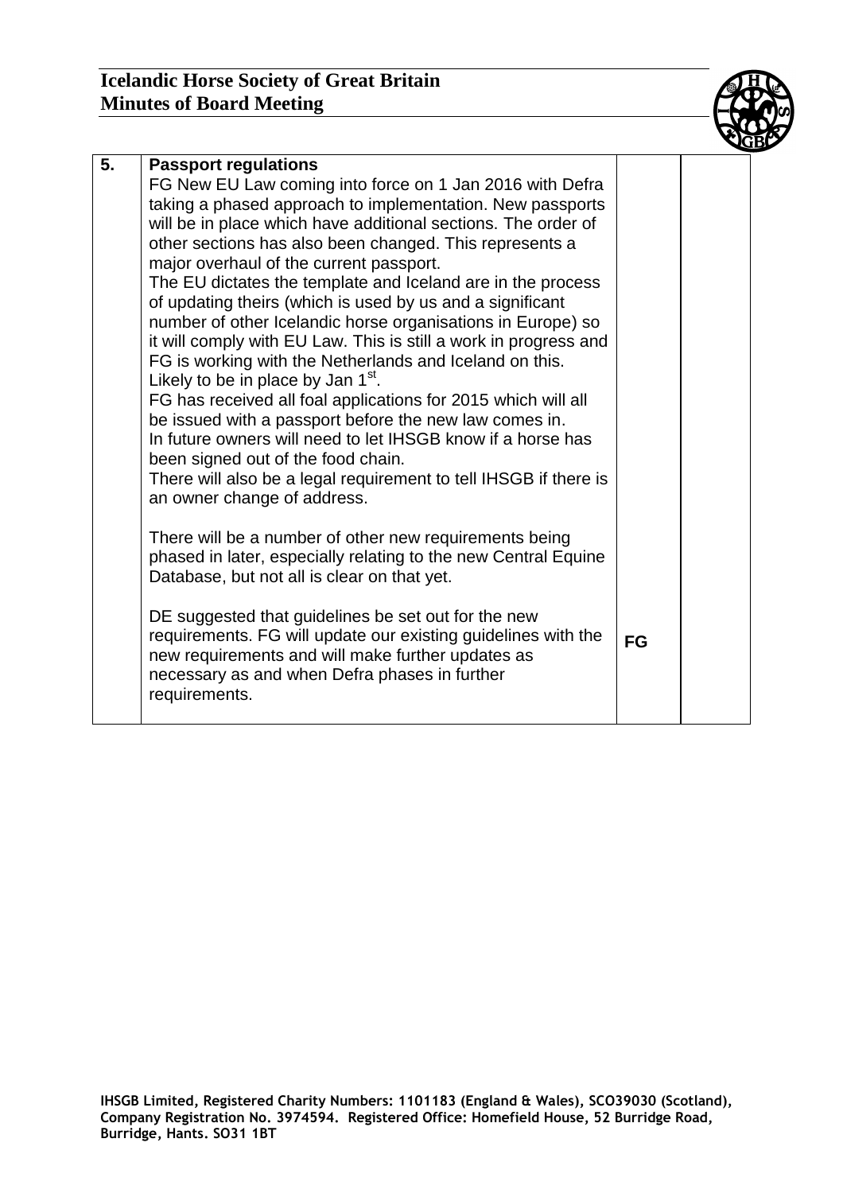| 5. | **Passport regulations**<br>FG New EU Law coming into force on 1 Jan 2016 with Defra taking a phased approach to implementation. New passports will be in place which have additional sections. The order of other sections has also been changed. This represents a major overhaul of the current passport.<br>The EU dictates the template and Iceland are in the process of updating theirs (which is used by us and a significant number of other Icelandic horse organisations in Europe) so it will comply with EU Law. This is still a work in progress and FG is working with the Netherlands and Iceland on this. Likely to be in place by Jan 1st.<br>FG has received all foal applications for 2015 which will all be issued with a passport before the new law comes in.<br>In future owners will need to let IHSGB know if a horse has been signed out of the food chain.<br>There will also be a legal requirement to tell IHSGB if there is an owner change of address.<br><br>There will be a number of other new requirements being phased in later, especially relating to the new Central Equine Database, but not all is clear on that yet.<br><br>DE suggested that guidelines be set out for the new requirements. FG will update our existing guidelines with the new requirements and will make further updates as necessary as and when Defra phases in further requirements. | **FG** | |
|---|---|---|---|

IHSGB Limited, Registered Charity Numbers: 1101183 (England & Wales), SCO39030 (Scotland), Company Registration No. 3974594. Registered Office: Homefield House, 52 Burridge Road, Burridge, Hants. SO31 1BT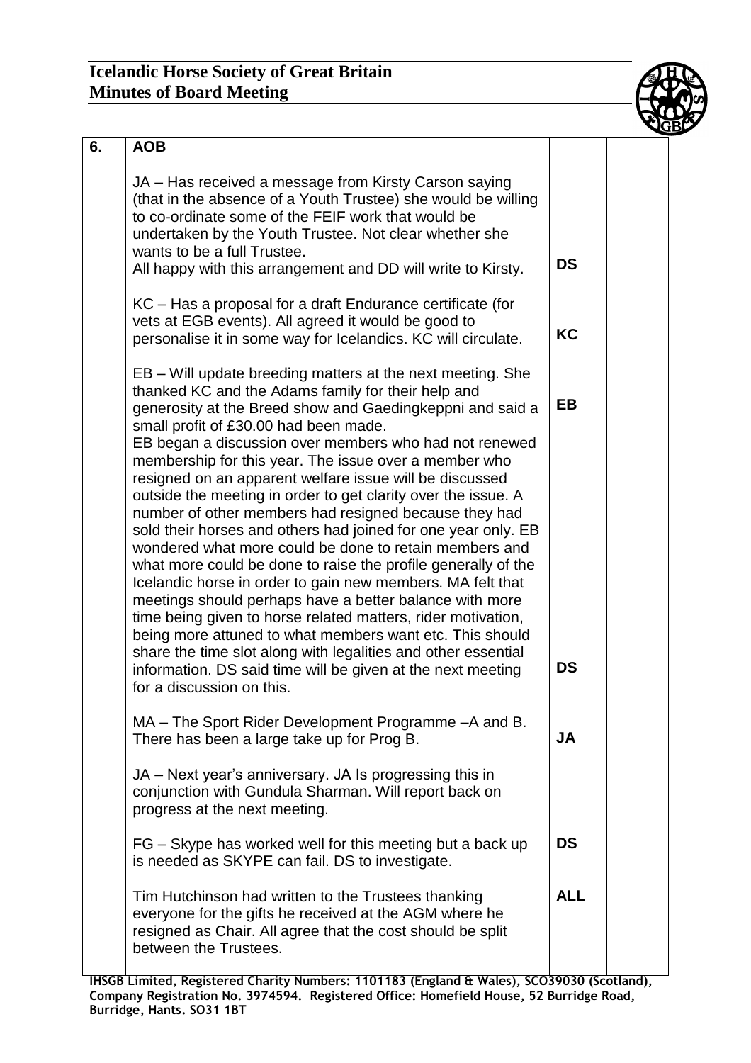| 6. | AOB | | |
|---|---|---|---|
| | JA – Has received a message from Kirsty Carson saying (that in the absence of a Youth Trustee) she would be willing to co-ordinate some of the FEIF work that would be undertaken by the Youth Trustee. Not clear whether she wants to be a full Trustee. All happy with this arrangement and DD will write to Kirsty. | **DS** | |
| | KC – Has a proposal for a draft Endurance certificate (for vets at EGB events). All agreed it would be good to personalise it in some way for Icelandics. KC will circulate. | **KC** | |
| | EB – Will update breeding matters at the next meeting. She thanked KC and the Adams family for their help and generosity at the Breed show and Gaedingkeppni and said a small profit of £30.00 had been made. | **EB** | |
| | EB began a discussion over members who had not renewed membership for this year. The issue over a member who resigned on an apparent welfare issue will be discussed outside the meeting in order to get clarity over the issue. A number of other members had resigned because they had sold their horses and others had joined for one year only. EB wondered what more could be done to retain members and what more could be done to raise the profile generally of the Icelandic horse in order to gain new members. MA felt that meetings should perhaps have a better balance with more time being given to horse related matters, rider motivation, being more attuned to what members want etc. This should share the time slot along with legalities and other essential information. DS said time will be given at the next meeting for a discussion on this. | **DS** | |
| | MA – The Sport Rider Development Programme –A and B. There has been a large take up for Prog B. | **JA** | |
| | JA – Next year's anniversary. JA Is progressing this in conjunction with Gundula Sharman. Will report back on progress at the next meeting. | | |
| | FG – Skype has worked well for this meeting but a back up is needed as SKYPE can fail. DS to investigate. | **DS** | |
| | Tim Hutchinson had written to the Trustees thanking everyone for the gifts he received at the AGM where he resigned as Chair. All agree that the cost should be split between the Trustees. | **ALL** | |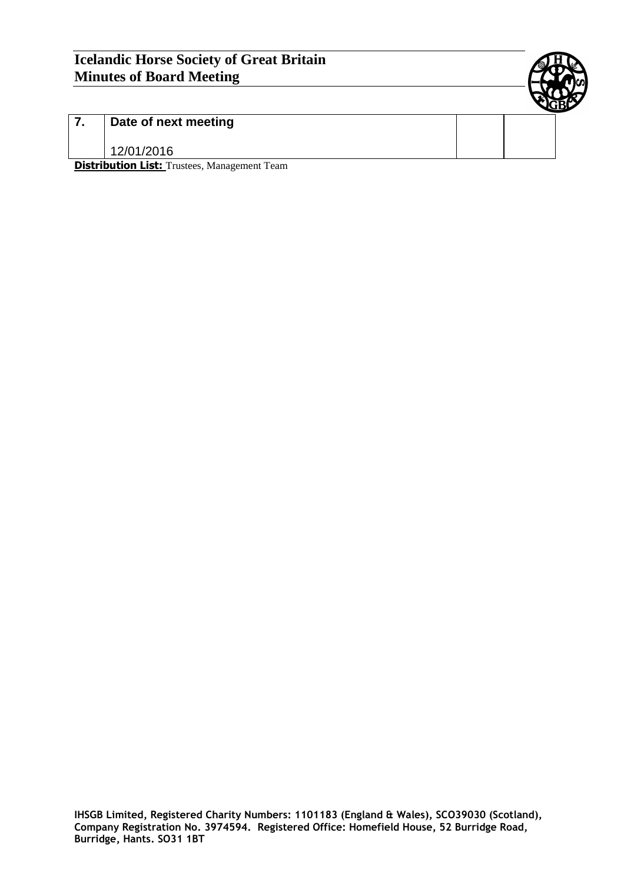| | | | |
|---|---|---|---|
| **7.** | **Date of next meeting**<br><br>12/01/2016 | | |

**Distribution List:** Trustees, Management Team

**IHSGB Limited, Registered Charity Numbers: 1101183 (England & Wales), SCO39030 (Scotland), Company Registration No. 3974594. Registered Office: Homefield House, 52 Burridge Road, Burridge, Hants. SO31 1BT**